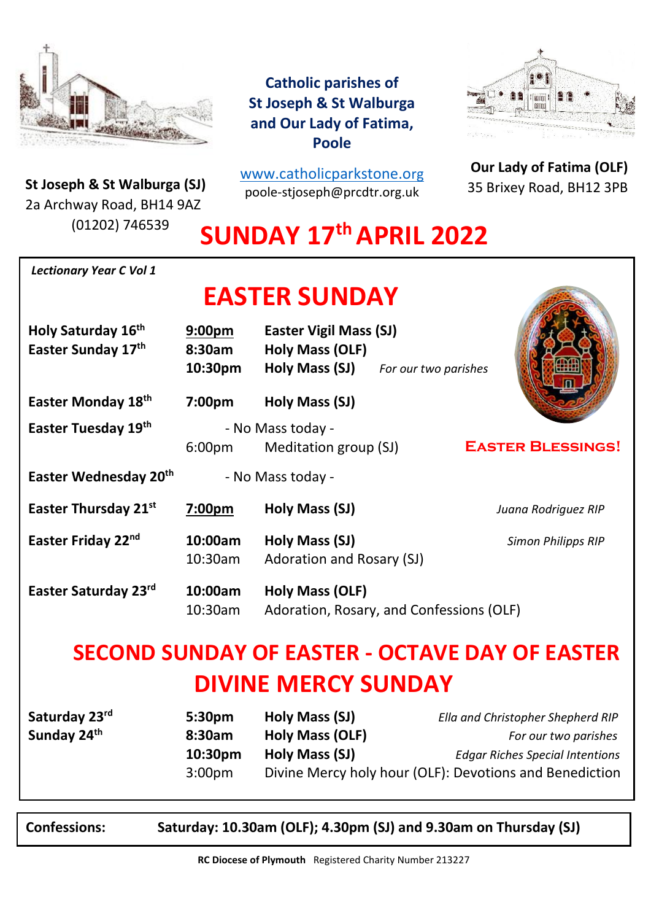**Catholic parishes of St Joseph & St Walburga and Our Lady of Fatima, Poole**

www.catholicparkstone.org
poole-stjoseph@prcdtr.org.uk

**St Joseph & St Walburga (SJ)**
2a Archway Road, BH14 9AZ
(01202) 746539

**Our Lady of Fatima (OLF)**
35 Brixey Road, BH12 3PB

# SUNDAY 17th APRIL 2022

*Lectionary Year C Vol 1*

## EASTER SUNDAY

| | | | |
|---|---|---|---|
| **Holy Saturday 16th** | **9:00pm** | **Easter Vigil Mass (SJ)** | |
| **Easter Sunday 17th** | **8:30am** | **Holy Mass (OLF)** | |
| | **10:30pm** | **Holy Mass (SJ)** | *For our two parishes* |
| **Easter Monday 18th** | **7:00pm** | **Holy Mass (SJ)** | |
| **Easter Tuesday 19th** | | - No Mass today - | |
| | 6:00pm | Meditation group (SJ) | |
| **Easter Wednesday 20th** | | - No Mass today - | |
| **Easter Thursday 21st** | **7:00pm** | **Holy Mass (SJ)** | *Juana Rodriguez RIP* |
| **Easter Friday 22nd** | **10:00am** | **Holy Mass (SJ)** | *Simon Philipps RIP* |
| | 10:30am | Adoration and Rosary (SJ) | |
| **Easter Saturday 23rd** | **10:00am** | **Holy Mass (OLF)** | |
| | 10:30am | Adoration, Rosary, and Confessions (OLF) | |

**EASTER BLESSINGS!**

## SECOND SUNDAY OF EASTER - OCTAVE DAY OF EASTER
## DIVINE MERCY SUNDAY

| | | | |
|---|---|---|---|
| **Saturday 23rd** | **5:30pm** | **Holy Mass (SJ)** | *Ella and Christopher Shepherd RIP* |
| **Sunday 24th** | **8:30am** | **Holy Mass (OLF)** | *For our two parishes* |
| | **10:30pm** | **Holy Mass (SJ)** | *Edgar Riches Special Intentions* |
| | 3:00pm | Divine Mercy holy hour (OLF): Devotions and Benediction | |

**Confessions:** **Saturday: 10.30am (OLF); 4.30pm (SJ) and 9.30am on Thursday (SJ)**

**RC Diocese of Plymouth** Registered Charity Number 213227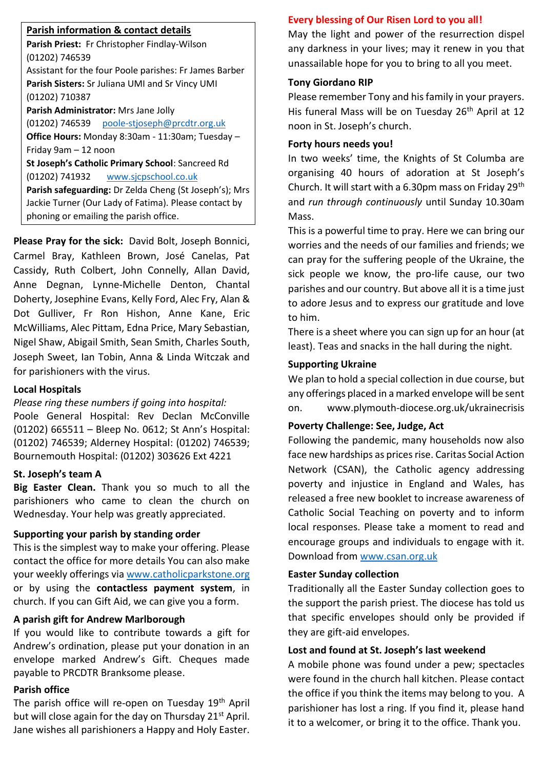## Parish information & contact details

**Parish Priest:** Fr Christopher Findlay-Wilson (01202) 746539

Assistant for the four Poole parishes: Fr James Barber

**Parish Sisters:** Sr Juliana UMI and Sr Vincy UMI (01202) 710387

**Parish Administrator:** Mrs Jane Jolly (01202) 746539 poole-stjoseph@prcdtr.org.uk

**Office Hours:** Monday 8:30am - 11:30am; Tuesday – Friday 9am – 12 noon

**St Joseph's Catholic Primary School**: Sancreed Rd (01202) 741932 www.sjcpschool.co.uk

**Parish safeguarding:** Dr Zelda Cheng (St Joseph's); Mrs Jackie Turner (Our Lady of Fatima). Please contact by phoning or emailing the parish office.

**Please Pray for the sick:** David Bolt, Joseph Bonnici, Carmel Bray, Kathleen Brown, José Canelas, Pat Cassidy, Ruth Colbert, John Connelly, Allan David, Anne Degnan, Lynne-Michelle Denton, Chantal Doherty, Josephine Evans, Kelly Ford, Alec Fry, Alan & Dot Gulliver, Fr Ron Hishon, Anne Kane, Eric McWilliams, Alec Pittam, Edna Price, Mary Sebastian, Nigel Shaw, Abigail Smith, Sean Smith, Charles South, Joseph Sweet, Ian Tobin, Anna & Linda Witczak and for parishioners with the virus.

### Local Hospitals

*Please ring these numbers if going into hospital:*
Poole General Hospital: Rev Declan McConville (01202) 665511 – Bleep No. 0612; St Ann's Hospital: (01202) 746539; Alderney Hospital: (01202) 746539; Bournemouth Hospital: (01202) 303626 Ext 4221

### St. Joseph's team A

**Big Easter Clean.** Thank you so much to all the parishioners who came to clean the church on Wednesday. Your help was greatly appreciated.

### Supporting your parish by standing order

This is the simplest way to make your offering. Please contact the office for more details You can also make your weekly offerings via www.catholicparkstone.org or by using the **contactless payment system**, in church. If you can Gift Aid, we can give you a form.

### A parish gift for Andrew Marlborough

If you would like to contribute towards a gift for Andrew's ordination, please put your donation in an envelope marked Andrew's Gift. Cheques made payable to PRCDTR Branksome please.

### Parish office

The parish office will re-open on Tuesday 19th April but will close again for the day on Thursday 21st April. Jane wishes all parishioners a Happy and Holy Easter.

**Every blessing of Our Risen Lord to you all!**

May the light and power of the resurrection dispel any darkness in your lives; may it renew in you that unassailable hope for you to bring to all you meet.

### Tony Giordano RIP

Please remember Tony and his family in your prayers. His funeral Mass will be on Tuesday 26th April at 12 noon in St. Joseph's church.

### Forty hours needs you!

In two weeks' time, the Knights of St Columba are organising 40 hours of adoration at St Joseph's Church. It will start with a 6.30pm mass on Friday 29th and *run through continuously* until Sunday 10.30am Mass.

This is a powerful time to pray. Here we can bring our worries and the needs of our families and friends; we can pray for the suffering people of the Ukraine, the sick people we know, the pro-life cause, our two parishes and our country. But above all it is a time just to adore Jesus and to express our gratitude and love to him.

There is a sheet where you can sign up for an hour (at least). Teas and snacks in the hall during the night.

### Supporting Ukraine

We plan to hold a special collection in due course, but any offerings placed in a marked envelope will be sent on. www.plymouth-diocese.org.uk/ukrainecrisis

### Poverty Challenge: See, Judge, Act

Following the pandemic, many households now also face new hardships as prices rise. Caritas Social Action Network (CSAN), the Catholic agency addressing poverty and injustice in England and Wales, has released a free new booklet to increase awareness of Catholic Social Teaching on poverty and to inform local responses. Please take a moment to read and encourage groups and individuals to engage with it. Download from www.csan.org.uk

### Easter Sunday collection

Traditionally all the Easter Sunday collection goes to the support the parish priest. The diocese has told us that specific envelopes should only be provided if they are gift-aid envelopes.

### Lost and found at St. Joseph's last weekend

A mobile phone was found under a pew; spectacles were found in the church hall kitchen. Please contact the office if you think the items may belong to you. A parishioner has lost a ring. If you find it, please hand it to a welcomer, or bring it to the office. Thank you.